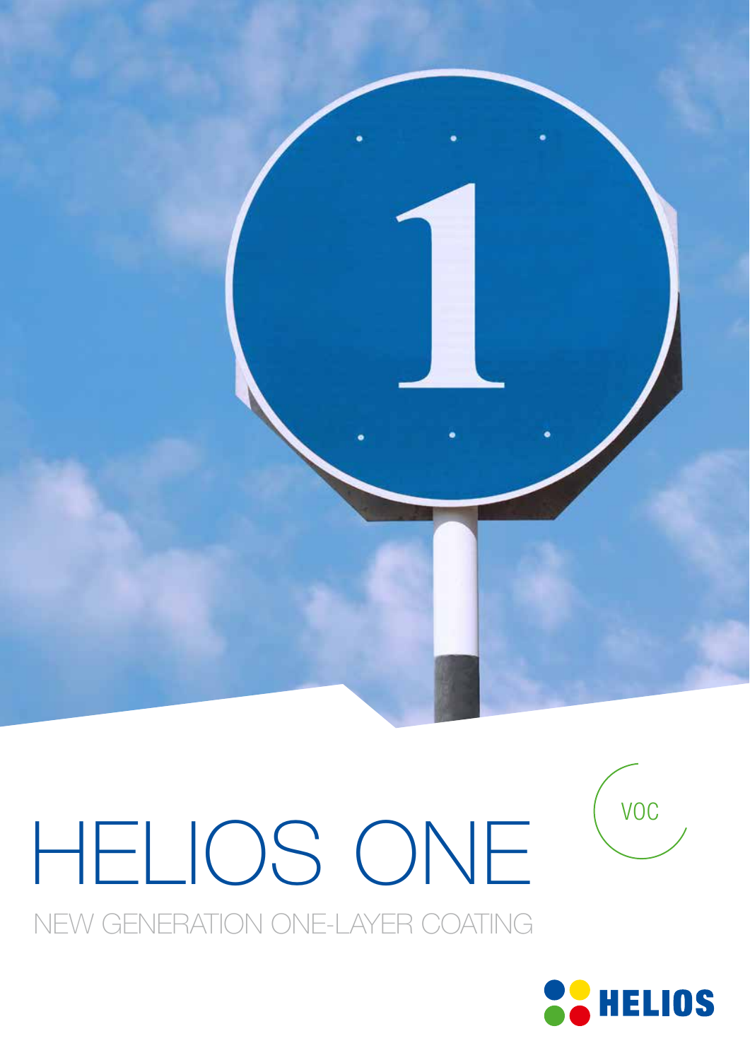# HELIOS ONE

NEW GENERATION ONE-LAYER COATING

VOC

HELIOS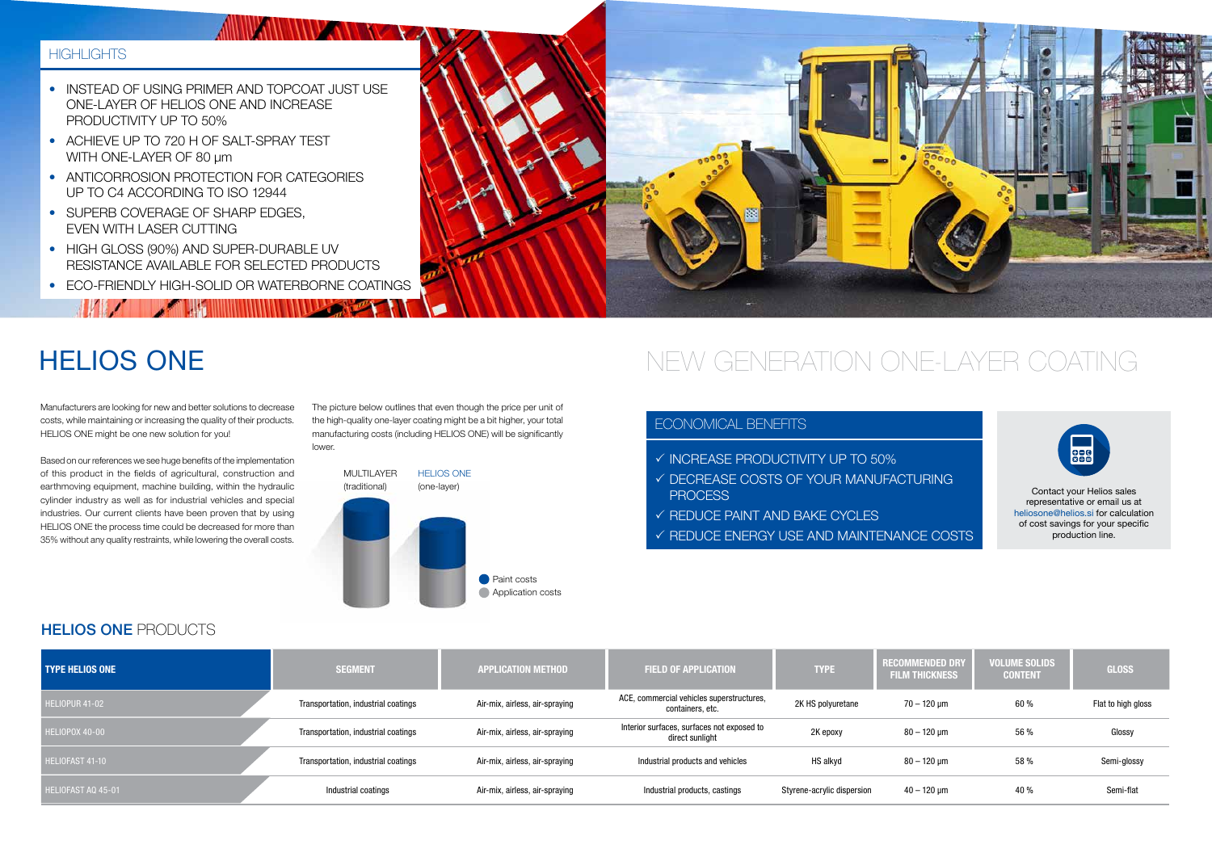## HIGHLIGHTS

- INSTEAD OF USING PRIMER AND TOPCOAT JUST USE ONE-LAYER OF HELIOS ONE AND INCREASE PRODUCTIVITY UP TO 50%
- ACHIEVE UP TO 720 H OF SALT-SPRAY TEST WITH ONE-LAYER OF 80 µm
- ANTICORROSION PROTECTION FOR CATEGORIES UP TO C4 ACCORDING TO ISO 12944
- SUPERB COVERAGE OF SHARP EDGES, EVEN WITH LASER CUTTING
- HIGH GLOSS (90%) AND SUPER-DURABLE UV RESISTANCE AVAILABLE FOR SELECTED PRODUCTS
- ECO-FRIENDLY HIGH-SOLID OR WATERBORNE COATINGS

# HELIOS ONE

## NEW GENERATION ONE-LAYER COATING

Manufacturers are looking for new and better solutions to decrease costs, while maintaining or increasing the quality of their products. HELIOS ONE might be one new solution for you!

Based on our references we see huge benefits of the implementation of this product in the fields of agricultural, construction and earthmoving equipment, machine building, within the hydraulic cylinder industry as well as for industrial vehicles and special industries. Our current clients have been proven that by using HELIOS ONE the process time could be decreased for more than 35% without any quality restraints, while lowering the overall costs.

The picture below outlines that even though the price per unit of the high-quality one-layer coating might be a bit higher, your total manufacturing costs (including HELIOS ONE) will be significantly lower.

MULTILAYER (traditional) | HELIOS ONE (one-layer)

- Paint costs
- Application costs

### ECONOMICAL BENEFITS

- ✓ INCREASE PRODUCTIVITY UP TO 50%
- ✓ DECREASE COSTS OF YOUR MANUFACTURING PROCESS
- ✓ REDUCE PAINT AND BAKE CYCLES
- ✓ REDUCE ENERGY USE AND MAINTENANCE COSTS

Contact your Helios sales representative or email us at heliosone@helios.si for calculation of cost savings for your specific production line.

## HELIOS ONE PRODUCTS

| TYPE HELIOS ONE | SEGMENT | APPLICATION METHOD | FIELD OF APPLICATION | TYPE | RECOMMENDED DRY FILM THICKNESS | VOLUME SOLIDS CONTENT | GLOSS |
|---|---|---|---|---|---|---|---|
| HELIOPUR 41-02 | Transportation, industrial coatings | Air-mix, airless, air-spraying | ACE, commercial vehicles superstructures, containers, etc. | 2K HS polyurethane | 70 – 120 µm | 60 % | Flat to high gloss |
| HELIOPOX 40-00 | Transportation, industrial coatings | Air-mix, airless, air-spraying | Interior surfaces, surfaces not exposed to direct sunlight | 2K epoxy | 80 – 120 µm | 56 % | Glossy |
| HELIOFAST 41-10 | Transportation, industrial coatings | Air-mix, airless, air-spraying | Industrial products and vehicles | HS alkyd | 80 – 120 µm | 58 % | Semi-glossy |
| HELIOFAST AQ 45-01 | Industrial coatings | Air-mix, airless, air-spraying | Industrial products, castings | Styrene-acrylic dispersion | 40 – 120 µm | 40 % | Semi-flat |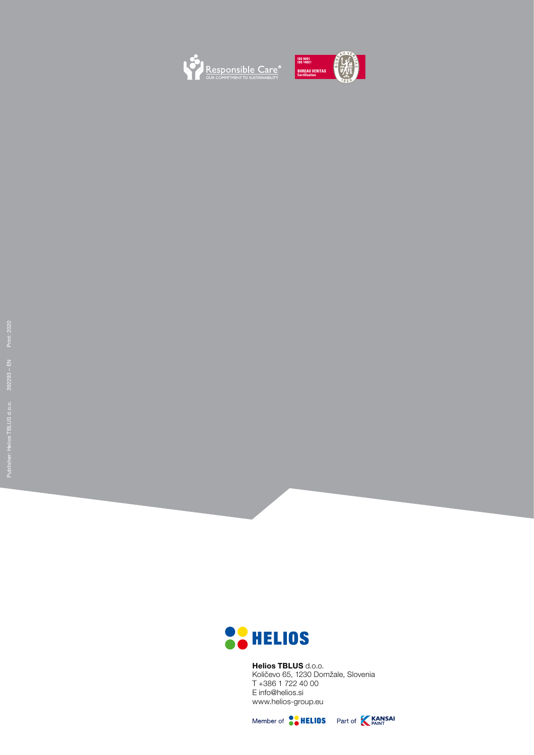Responsible Care®
OUR COMMITMENT TO SUSTAINABILITY

ISO 9001
ISO 14001
BUREAU VERITAS
Certification

Publisher: Helios TBLUS d.o.o.    392293 – EN    Print: 2020

HELIOS

**Helios TBLUS** d.o.o.
Količevo 65, 1230 Domžale, Slovenia
T +386 1 722 40 00
E info@helios.si
www.helios-group.eu

Member of HELIOS    Part of KANSAI PAINT